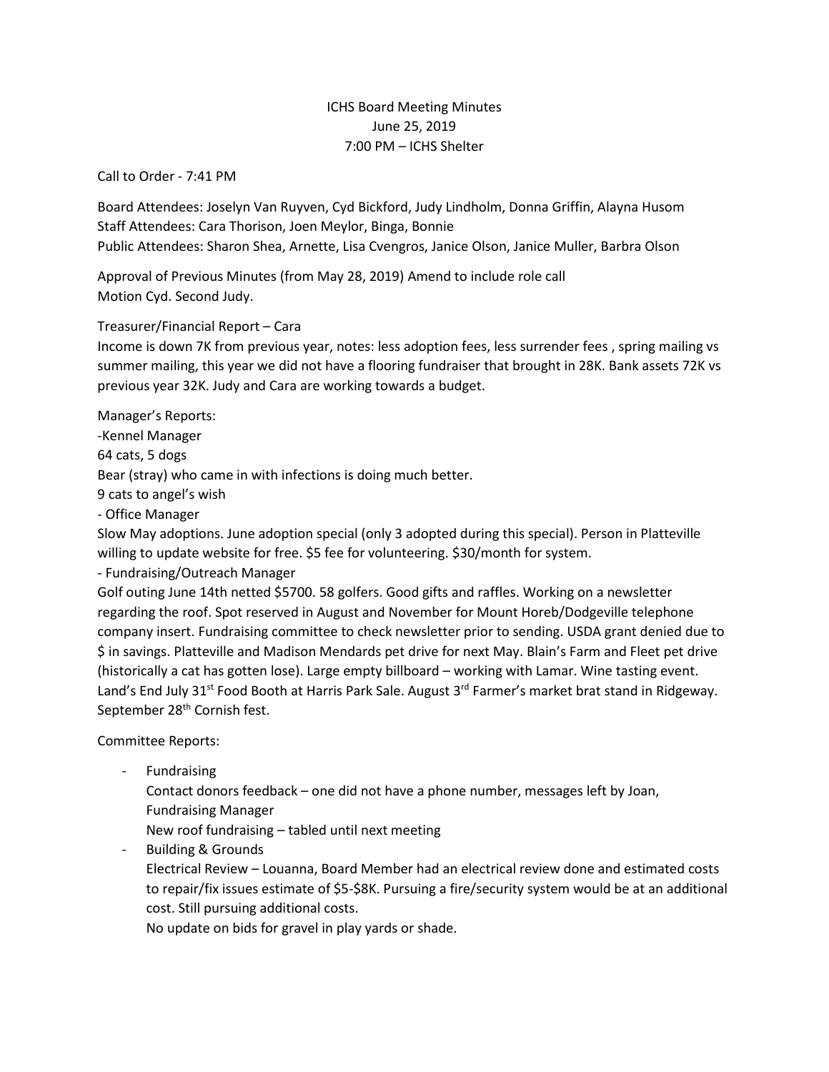# ICHS Board Meeting Minutes

June 25, 2019

7:00 PM – ICHS Shelter

Call to Order - 7:41 PM

Board Attendees: Joselyn Van Ruyven, Cyd Bickford, Judy Lindholm, Donna Griffin, Alayna Husom
Staff Attendees: Cara Thorison, Joen Meylor, Binga, Bonnie
Public Attendees: Sharon Shea, Arnette, Lisa Cvengros, Janice Olson, Janice Muller, Barbra Olson

Approval of Previous Minutes (from May 28, 2019) Amend to include role call
Motion Cyd. Second Judy.

Treasurer/Financial Report – Cara
Income is down 7K from previous year, notes: less adoption fees, less surrender fees , spring mailing vs summer mailing, this year we did not have a flooring fundraiser that brought in 28K. Bank assets 72K vs previous year 32K. Judy and Cara are working towards a budget.

Manager's Reports:
-Kennel Manager
64 cats, 5 dogs
Bear (stray) who came in with infections is doing much better.
9 cats to angel's wish
- Office Manager
Slow May adoptions. June adoption special (only 3 adopted during this special). Person in Platteville willing to update website for free. $5 fee for volunteering. $30/month for system.
- Fundraising/Outreach Manager
Golf outing June 14th netted $5700. 58 golfers. Good gifts and raffles. Working on a newsletter regarding the roof. Spot reserved in August and November for Mount Horeb/Dodgeville telephone company insert. Fundraising committee to check newsletter prior to sending. USDA grant denied due to $ in savings. Platteville and Madison Mendards pet drive for next May. Blain's Farm and Fleet pet drive (historically a cat has gotten lose). Large empty billboard – working with Lamar. Wine tasting event. Land's End July 31st Food Booth at Harris Park Sale. August 3rd Farmer's market brat stand in Ridgeway. September 28th Cornish fest.

Committee Reports:

- Fundraising
  Contact donors feedback – one did not have a phone number, messages left by Joan, Fundraising Manager
  New roof fundraising – tabled until next meeting
- Building & Grounds
  Electrical Review – Louanna, Board Member had an electrical review done and estimated costs to repair/fix issues estimate of $5-$8K. Pursuing a fire/security system would be at an additional cost. Still pursuing additional costs.
  No update on bids for gravel in play yards or shade.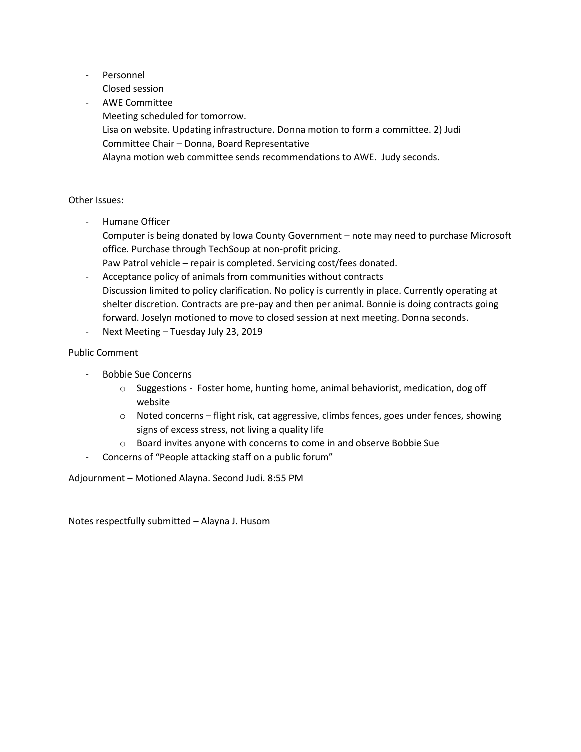- Personnel
  Closed session
- AWE Committee
  Meeting scheduled for tomorrow.
  Lisa on website. Updating infrastructure. Donna motion to form a committee. 2) Judi
  Committee Chair – Donna, Board Representative
  Alayna motion web committee sends recommendations to AWE. Judy seconds.

Other Issues:

- Humane Officer
  Computer is being donated by Iowa County Government – note may need to purchase Microsoft office. Purchase through TechSoup at non-profit pricing.
  Paw Patrol vehicle – repair is completed. Servicing cost/fees donated.
- Acceptance policy of animals from communities without contracts
  Discussion limited to policy clarification. No policy is currently in place. Currently operating at shelter discretion. Contracts are pre-pay and then per animal. Bonnie is doing contracts going forward. Joselyn motioned to move to closed session at next meeting. Donna seconds.
- Next Meeting – Tuesday July 23, 2019

Public Comment

- Bobbie Sue Concerns
  - Suggestions - Foster home, hunting home, animal behaviorist, medication, dog off website
  - Noted concerns – flight risk, cat aggressive, climbs fences, goes under fences, showing signs of excess stress, not living a quality life
  - Board invites anyone with concerns to come in and observe Bobbie Sue
- Concerns of "People attacking staff on a public forum"

Adjournment – Motioned Alayna. Second Judi. 8:55 PM

Notes respectfully submitted – Alayna J. Husom